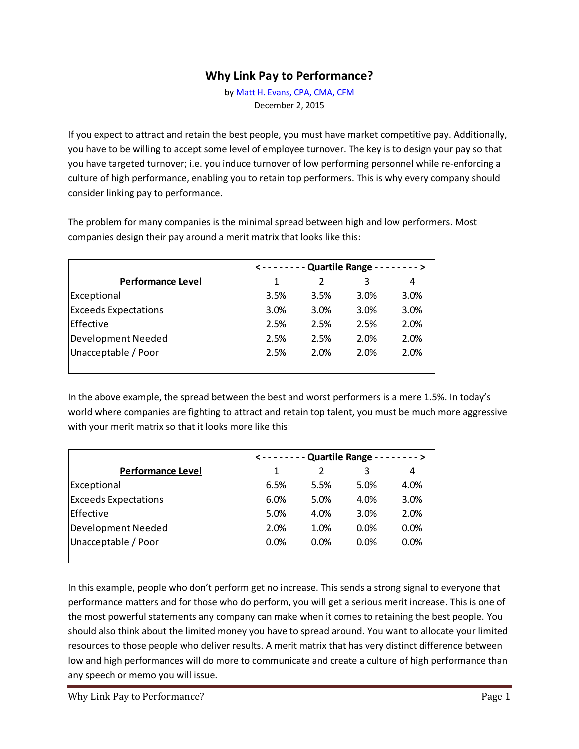# Why Link Pay to Performance?

by [Matt H. Evans, CPA, CMA, CFM]

December 2, 2015

If you expect to attract and retain the best people, you must have market competitive pay. Additionally, you have to be willing to accept some level of employee turnover. The key is to design your pay so that you have targeted turnover; i.e. you induce turnover of low performing personnel while re-enforcing a culture of high performance, enabling you to retain top performers. This is why every company should consider linking pay to performance.

The problem for many companies is the minimal spread between high and low performers. Most companies design their pay around a merit matrix that looks like this:

| | <-------- Quartile Range --------> | | | |
|---|---|---|---|---|
| **Performance Level** | 1 | 2 | 3 | 4 |
| Exceptional | 3.5% | 3.5% | 3.0% | 3.0% |
| Exceeds Expectations | 3.0% | 3.0% | 3.0% | 3.0% |
| Effective | 2.5% | 2.5% | 2.5% | 2.0% |
| Development Needed | 2.5% | 2.5% | 2.0% | 2.0% |
| Unacceptable / Poor | 2.5% | 2.0% | 2.0% | 2.0% |

In the above example, the spread between the best and worst performers is a mere 1.5%. In today's world where companies are fighting to attract and retain top talent, you must be much more aggressive with your merit matrix so that it looks more like this:

| | <-------- Quartile Range --------> | | | |
|---|---|---|---|---|
| **Performance Level** | 1 | 2 | 3 | 4 |
| Exceptional | 6.5% | 5.5% | 5.0% | 4.0% |
| Exceeds Expectations | 6.0% | 5.0% | 4.0% | 3.0% |
| Effective | 5.0% | 4.0% | 3.0% | 2.0% |
| Development Needed | 2.0% | 1.0% | 0.0% | 0.0% |
| Unacceptable / Poor | 0.0% | 0.0% | 0.0% | 0.0% |

In this example, people who don't perform get no increase. This sends a strong signal to everyone that performance matters and for those who do perform, you will get a serious merit increase. This is one of the most powerful statements any company can make when it comes to retaining the best people. You should also think about the limited money you have to spread around. You want to allocate your limited resources to those people who deliver results. A merit matrix that has very distinct difference between low and high performances will do more to communicate and create a culture of high performance than any speech or memo you will issue.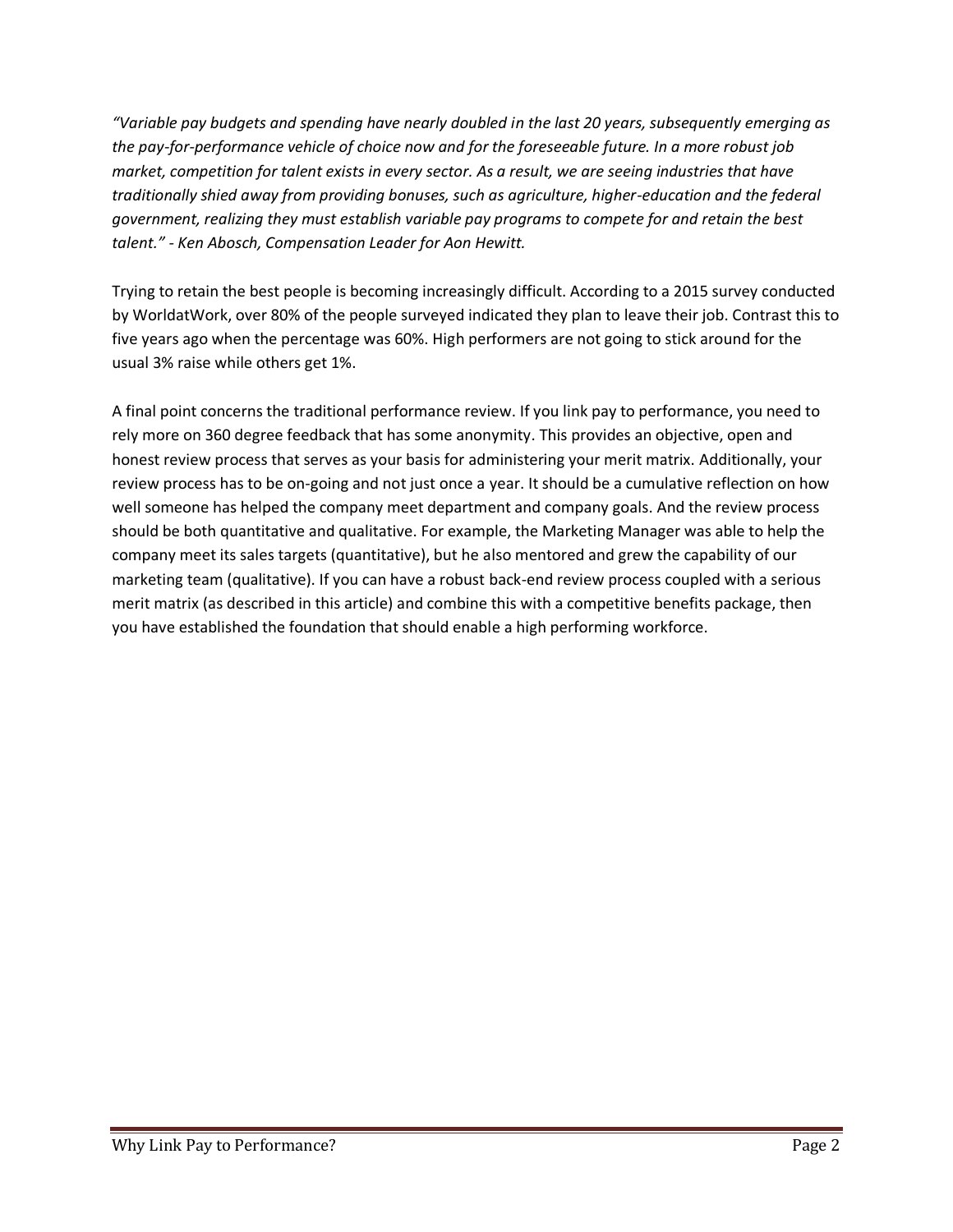*"Variable pay budgets and spending have nearly doubled in the last 20 years, subsequently emerging as the pay-for-performance vehicle of choice now and for the foreseeable future. In a more robust job market, competition for talent exists in every sector. As a result, we are seeing industries that have traditionally shied away from providing bonuses, such as agriculture, higher-education and the federal government, realizing they must establish variable pay programs to compete for and retain the best talent." - Ken Abosch, Compensation Leader for Aon Hewitt.*

Trying to retain the best people is becoming increasingly difficult. According to a 2015 survey conducted by WorldatWork, over 80% of the people surveyed indicated they plan to leave their job. Contrast this to five years ago when the percentage was 60%. High performers are not going to stick around for the usual 3% raise while others get 1%.

A final point concerns the traditional performance review. If you link pay to performance, you need to rely more on 360 degree feedback that has some anonymity. This provides an objective, open and honest review process that serves as your basis for administering your merit matrix. Additionally, your review process has to be on-going and not just once a year. It should be a cumulative reflection on how well someone has helped the company meet department and company goals. And the review process should be both quantitative and qualitative. For example, the Marketing Manager was able to help the company meet its sales targets (quantitative), but he also mentored and grew the capability of our marketing team (qualitative). If you can have a robust back-end review process coupled with a serious merit matrix (as described in this article) and combine this with a competitive benefits package, then you have established the foundation that should enable a high performing workforce.